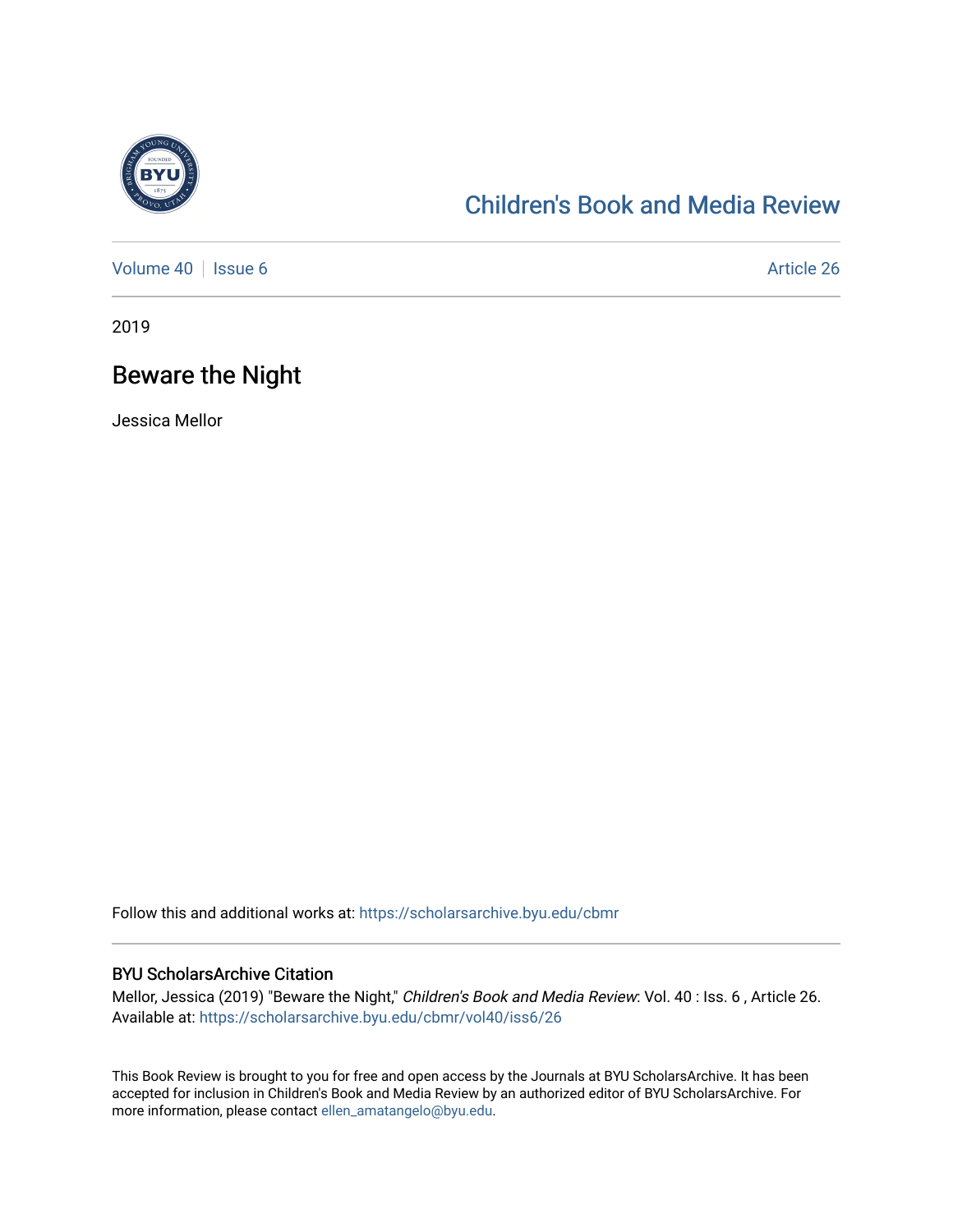Children's Book and Media Review

Volume 40 | Issue 6 | Article 26

2019

# Beware the Night

Jessica Mellor

Follow this and additional works at: https://scholarsarchive.byu.edu/cbmr

## BYU ScholarsArchive Citation

Mellor, Jessica (2019) "Beware the Night," *Children's Book and Media Review*: Vol. 40 : Iss. 6 , Article 26. Available at: https://scholarsarchive.byu.edu/cbmr/vol40/iss6/26

This Book Review is brought to you for free and open access by the Journals at BYU ScholarsArchive. It has been accepted for inclusion in Children's Book and Media Review by an authorized editor of BYU ScholarsArchive. For more information, please contact ellen_amatangelo@byu.edu.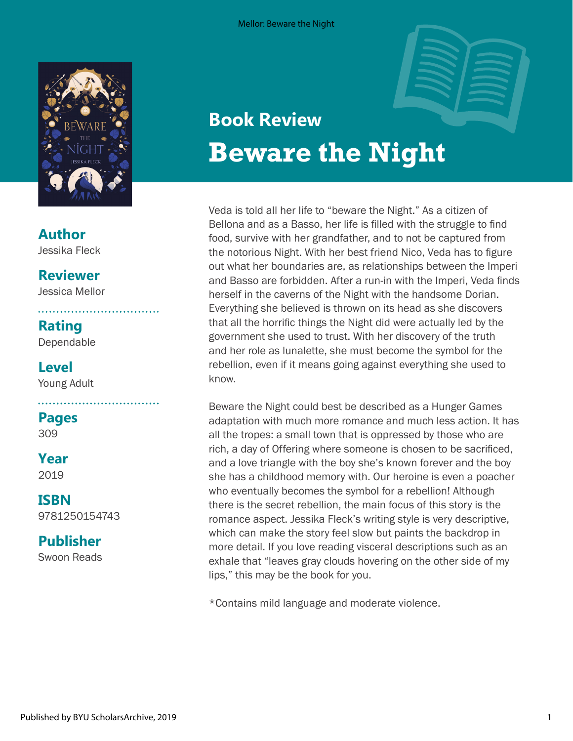## Book Review

# Beware the Night

**Author**
Jessika Fleck

**Reviewer**
Jessica Mellor

**Rating**
Dependable

**Level**
Young Adult

**Pages**
309

**Year**
2019

**ISBN**
9781250154743

**Publisher**
Swoon Reads

Veda is told all her life to "beware the Night." As a citizen of Bellona and as a Basso, her life is filled with the struggle to find food, survive with her grandfather, and to not be captured from the notorious Night. With her best friend Nico, Veda has to figure out what her boundaries are, as relationships between the Imperi and Basso are forbidden. After a run-in with the Imperi, Veda finds herself in the caverns of the Night with the handsome Dorian. Everything she believed is thrown on its head as she discovers that all the horrific things the Night did were actually led by the government she used to trust. With her discovery of the truth and her role as lunalette, she must become the symbol for the rebellion, even if it means going against everything she used to know.

Beware the Night could best be described as a Hunger Games adaptation with much more romance and much less action. It has all the tropes: a small town that is oppressed by those who are rich, a day of Offering where someone is chosen to be sacrificed, and a love triangle with the boy she's known forever and the boy she has a childhood memory with. Our heroine is even a poacher who eventually becomes the symbol for a rebellion! Although there is the secret rebellion, the main focus of this story is the romance aspect. Jessika Fleck's writing style is very descriptive, which can make the story feel slow but paints the backdrop in more detail. If you love reading visceral descriptions such as an exhale that "leaves gray clouds hovering on the other side of my lips," this may be the book for you.

*Contains mild language and moderate violence.